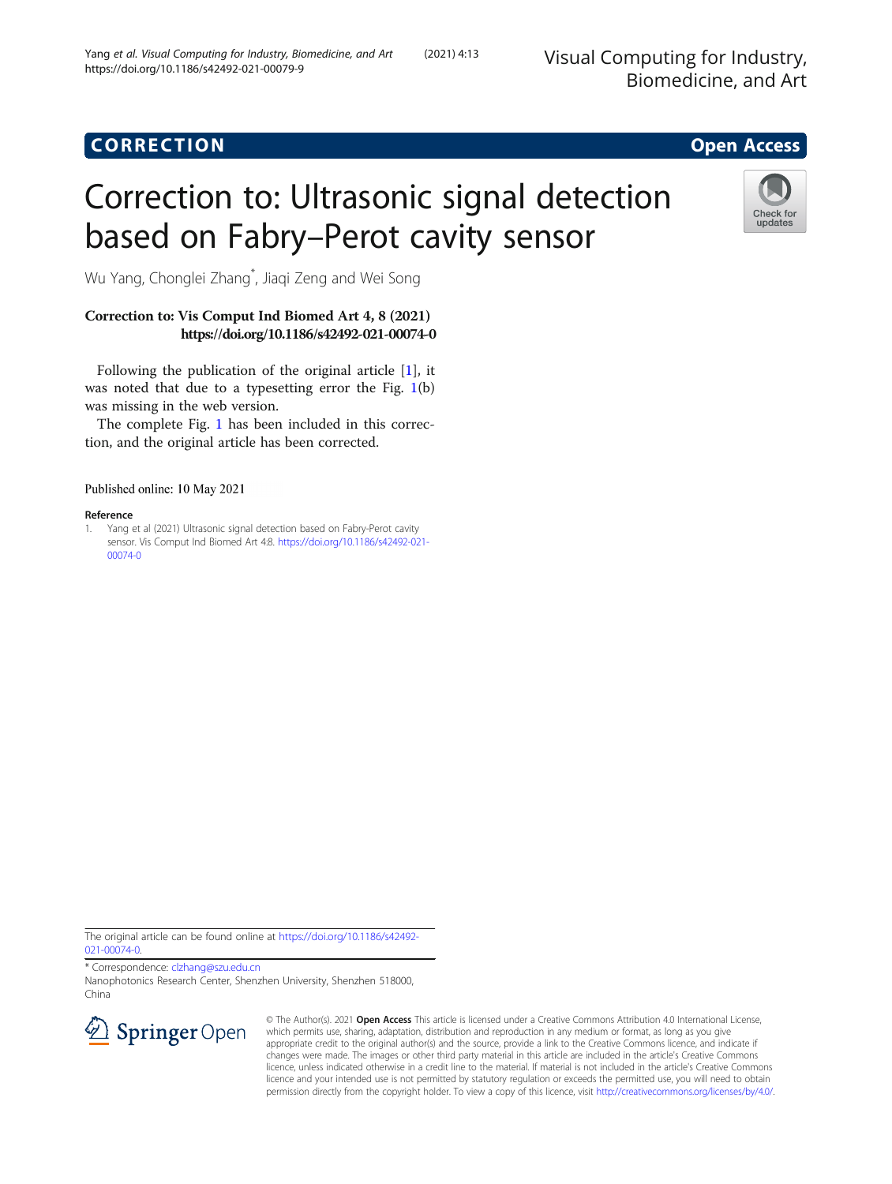**CORRECTION** **Open Access**

# Correction to: Ultrasonic signal detection based on Fabry–Perot cavity sensor

Wu Yang, Chonglei Zhang*, Jiaqi Zeng and Wei Song

**Correction to: Vis Comput Ind Biomed Art 4, 8 (2021) https://doi.org/10.1186/s42492-021-00074-0**

Following the publication of the original article [1], it was noted that due to a typesetting error the Fig. 1(b) was missing in the web version.

The complete Fig. 1 has been included in this correction, and the original article has been corrected.

Published online: 10 May 2021

## Reference

1. Yang et al (2021) Ultrasonic signal detection based on Fabry-Perot cavity sensor. Vis Comput Ind Biomed Art 4:8. https://doi.org/10.1186/s42492-021-00074-0

The original article can be found online at https://doi.org/10.1186/s42492-021-00074-0.

* Correspondence: clzhang@szu.edu.cn
Nanophotonics Research Center, Shenzhen University, Shenzhen 518000, China

© The Author(s). 2021 **Open Access** This article is licensed under a Creative Commons Attribution 4.0 International License, which permits use, sharing, adaptation, distribution and reproduction in any medium or format, as long as you give appropriate credit to the original author(s) and the source, provide a link to the Creative Commons licence, and indicate if changes were made. The images or other third party material in this article are included in the article's Creative Commons licence, unless indicated otherwise in a credit line to the material. If material is not included in the article's Creative Commons licence and your intended use is not permitted by statutory regulation or exceeds the permitted use, you will need to obtain permission directly from the copyright holder. To view a copy of this licence, visit http://creativecommons.org/licenses/by/4.0/.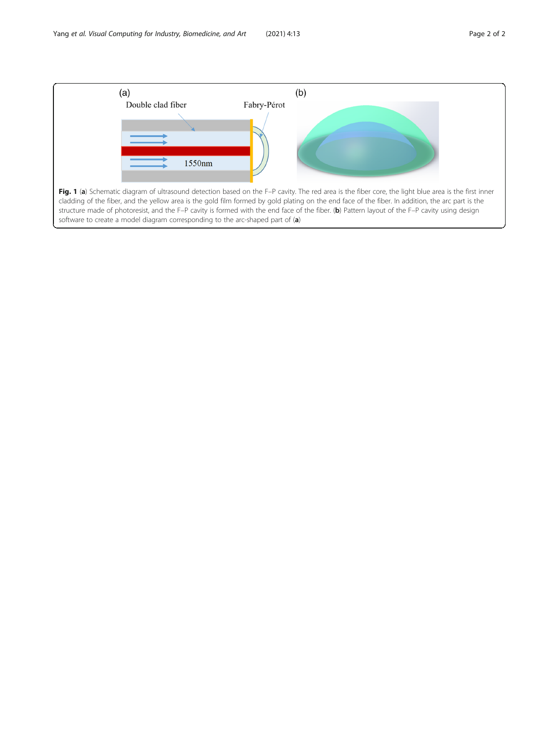(a)

Double clad fiber

Fabry-Pérot

1550nm

(b)

**Fig. 1** (**a**) Schematic diagram of ultrasound detection based on the F–P cavity. The red area is the fiber core, the light blue area is the first inner cladding of the fiber, and the yellow area is the gold film formed by gold plating on the end face of the fiber. In addition, the arc part is the structure made of photoresist, and the F–P cavity is formed with the end face of the fiber. (**b**) Pattern layout of the F–P cavity using design software to create a model diagram corresponding to the arc-shaped part of (**a**)